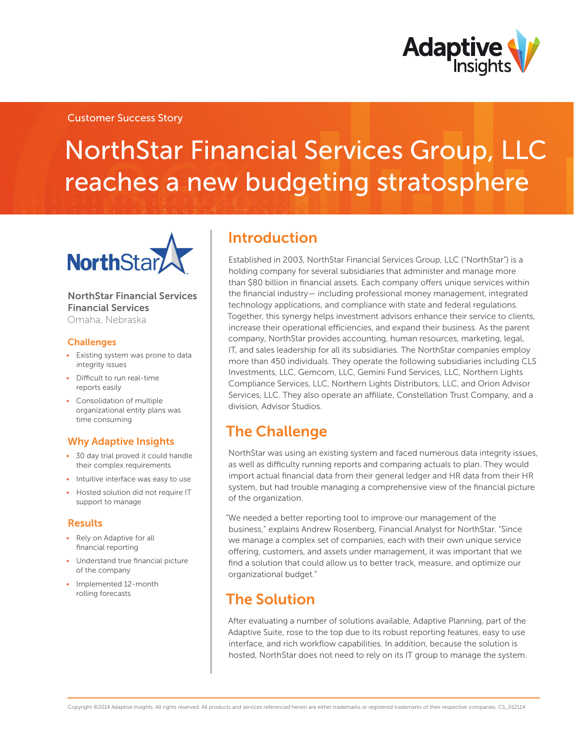Customer Success Story

# NorthStar Financial Services Group, LLC reaches a new budgeting stratosphere

**NorthStar Financial Services Financial Services**
Omaha, Nebraska

### Challenges

- Existing system was prone to data integrity issues
- Difficult to run real-time reports easily
- Consolidation of multiple organizational entity plans was time consuming

### Why Adaptive Insights

- 30 day trial proved it could handle their complex requirements
- Intuitive interface was easy to use
- Hosted solution did not require IT support to manage

### Results

- Rely on Adaptive for all financial reporting
- Understand true financial picture of the company
- Implemented 12-month rolling forecasts

## Introduction

Established in 2003, NorthStar Financial Services Group, LLC ("NorthStar") is a holding company for several subsidiaries that administer and manage more than $80 billion in financial assets. Each company offers unique services within the financial industry— including professional money management, integrated technology applications, and compliance with state and federal regulations. Together, this synergy helps investment advisors enhance their service to clients, increase their operational efficiencies, and expand their business. As the parent company, NorthStar provides accounting, human resources, marketing, legal, IT, and sales leadership for all its subsidiaries. The NorthStar companies employ more than 450 individuals. They operate the following subsidiaries including CLS Investments, LLC, Gemcom, LLC, Gemini Fund Services, LLC, Northern Lights Compliance Services, LLC, Northern Lights Distributors, LLC, and Orion Advisor Services, LLC. They also operate an affiliate, Constellation Trust Company, and a division, Advisor Studios.

## The Challenge

NorthStar was using an existing system and faced numerous data integrity issues, as well as difficulty running reports and comparing actuals to plan. They would import actual financial data from their general ledger and HR data from their HR system, but had trouble managing a comprehensive view of the financial picture of the organization.

"We needed a better reporting tool to improve our management of the business," explains Andrew Rosenberg, Financial Analyst for NorthStar. "Since we manage a complex set of companies, each with their own unique service offering, customers, and assets under management, it was important that we find a solution that could allow us to better track, measure, and optimize our organizational budget."

## The Solution

After evaluating a number of solutions available, Adaptive Planning, part of the Adaptive Suite, rose to the top due to its robust reporting features, easy to use interface, and rich workflow capabilities. In addition, because the solution is hosted, NorthStar does not need to rely on its IT group to manage the system.

Copyright ©2014 Adaptive Insights. All rights reserved. All products and services referenced herein are either trademarks or registered trademarks of their respective companies. CS_012114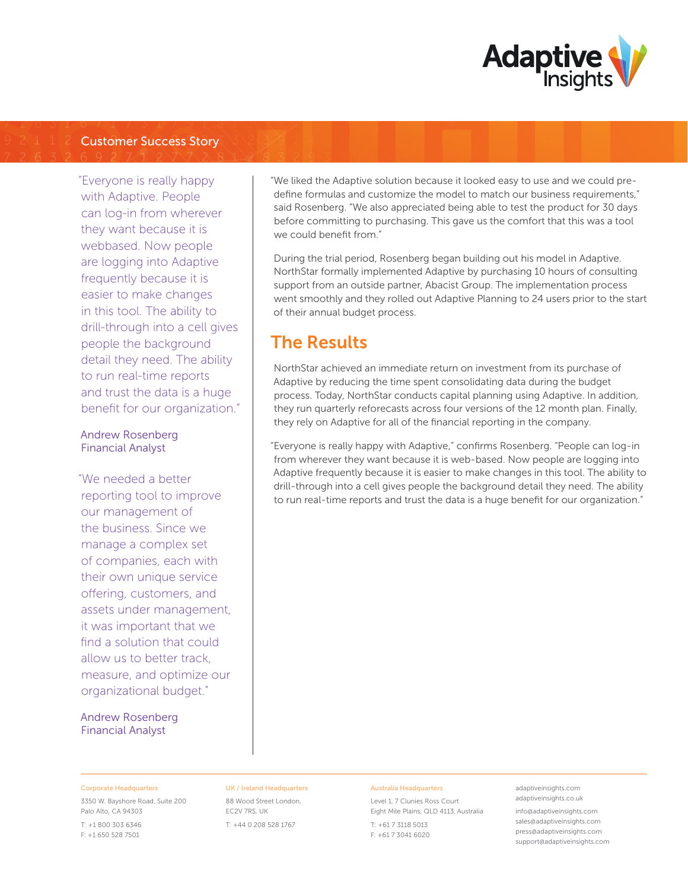Customer Success Story

"Everyone is really happy with Adaptive. People can log-in from wherever they want because it is webbased. Now people are logging into Adaptive frequently because it is easier to make changes in this tool. The ability to drill-through into a cell gives people the background detail they need. The ability to run real-time reports and trust the data is a huge benefit for our organization."

Andrew Rosenberg
Financial Analyst

"We needed a better reporting tool to improve our management of the business. Since we manage a complex set of companies, each with their own unique service offering, customers, and assets under management, it was important that we find a solution that could allow us to better track, measure, and optimize our organizational budget."

Andrew Rosenberg
Financial Analyst

"We liked the Adaptive solution because it looked easy to use and we could pre-define formulas and customize the model to match our business requirements," said Rosenberg. "We also appreciated being able to test the product for 30 days before committing to purchasing. This gave us the comfort that this was a tool we could benefit from."

During the trial period, Rosenberg began building out his model in Adaptive. NorthStar formally implemented Adaptive by purchasing 10 hours of consulting support from an outside partner, Abacist Group. The implementation process went smoothly and they rolled out Adaptive Planning to 24 users prior to the start of their annual budget process.

## The Results

NorthStar achieved an immediate return on investment from its purchase of Adaptive by reducing the time spent consolidating data during the budget process. Today, NorthStar conducts capital planning using Adaptive. In addition, they run quarterly reforecasts across four versions of the 12 month plan. Finally, they rely on Adaptive for all of the financial reporting in the company.

"Everyone is really happy with Adaptive," confirms Rosenberg. "People can log-in from wherever they want because it is web-based. Now people are logging into Adaptive frequently because it is easier to make changes in this tool. The ability to drill-through into a cell gives people the background detail they need. The ability to run real-time reports and trust the data is a huge benefit for our organization."

**Corporate Headquarters**
3350 W. Bayshore Road, Suite 200
Palo Alto, CA 94303
T: +1 800 303 6346
F: +1 650 528 7501

**UK / Ireland Headquarters**
88 Wood Street London,
EC2V 7RS, UK
T: +44 0 208 528 1767

**Australia Headquarters**
Level 1, 7 Clunies Ross Court
Eight Mile Plains, QLD 4113, Australia
T: +61 7 3118 5013
F: +61 7 3041 6020

adaptiveinsights.com
adaptiveinsights.co.uk
info@adaptiveinsights.com
sales@adaptiveinsights.com
press@adaptiveinsights.com
support@adaptiveinsights.com